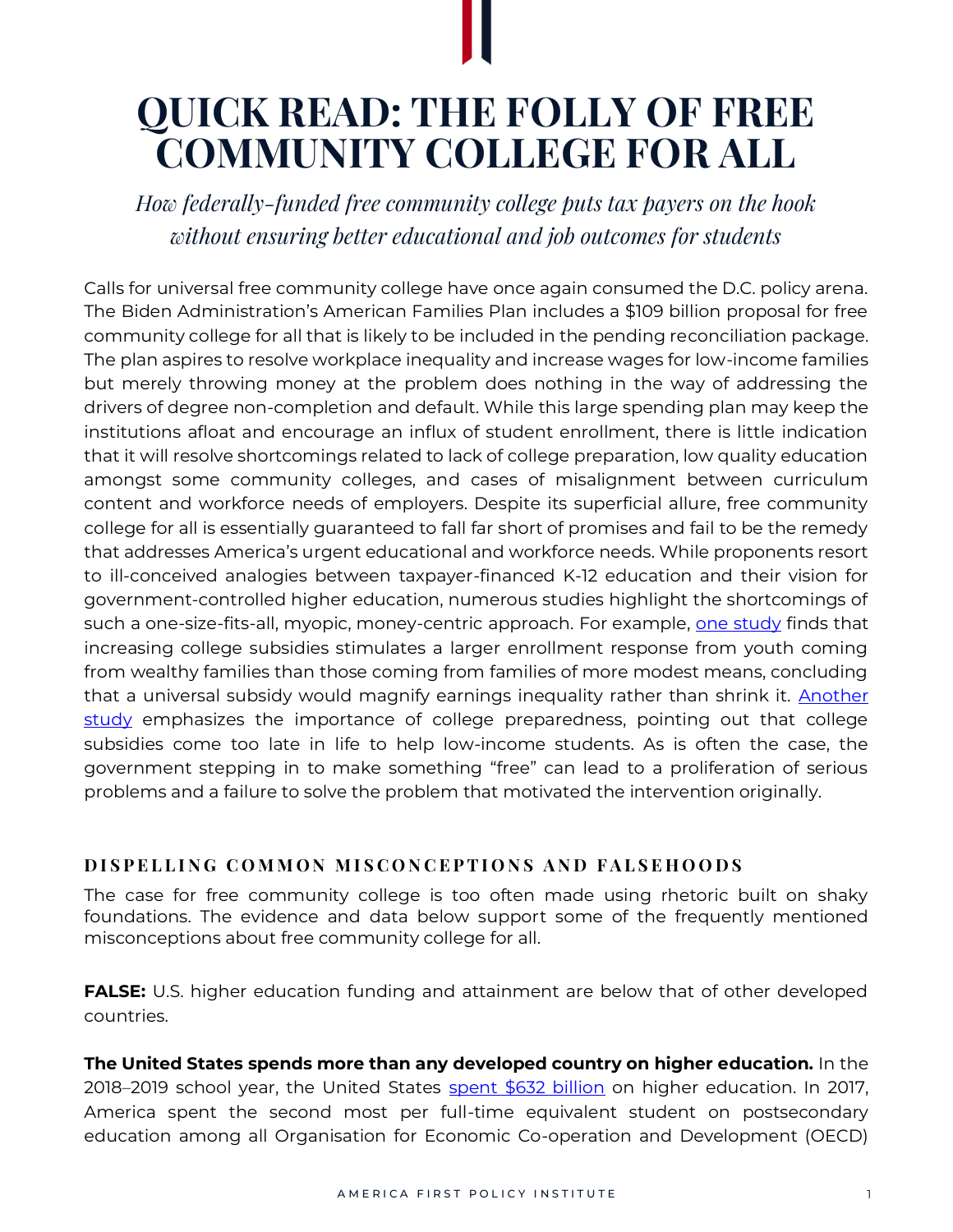# QUICK READ: THE FOLLY OF FREE COMMUNITY COLLEGE FOR ALL

*How federally-funded free community college puts tax payers on the hook without ensuring better educational and job outcomes for students*

Calls for universal free community college have once again consumed the D.C. policy arena. The Biden Administration's American Families Plan includes a $109 billion proposal for free community college for all that is likely to be included in the pending reconciliation package. The plan aspires to resolve workplace inequality and increase wages for low-income families but merely throwing money at the problem does nothing in the way of addressing the drivers of degree non-completion and default. While this large spending plan may keep the institutions afloat and encourage an influx of student enrollment, there is little indication that it will resolve shortcomings related to lack of college preparation, low quality education amongst some community colleges, and cases of misalignment between curriculum content and workforce needs of employers. Despite its superficial allure, free community college for all is essentially guaranteed to fall far short of promises and fail to be the remedy that addresses America's urgent educational and workforce needs. While proponents resort to ill-conceived analogies between taxpayer-financed K-12 education and their vision for government-controlled higher education, numerous studies highlight the shortcomings of such a one-size-fits-all, myopic, money-centric approach. For example, one study finds that increasing college subsidies stimulates a larger enrollment response from youth coming from wealthy families than those coming from families of more modest means, concluding that a universal subsidy would magnify earnings inequality rather than shrink it. Another study emphasizes the importance of college preparedness, pointing out that college subsidies come too late in life to help low-income students. As is often the case, the government stepping in to make something "free" can lead to a proliferation of serious problems and a failure to solve the problem that motivated the intervention originally.

## DISPELLING COMMON MISCONCEPTIONS AND FALSEHOODS

The case for free community college is too often made using rhetoric built on shaky foundations. The evidence and data below support some of the frequently mentioned misconceptions about free community college for all.

**FALSE:** U.S. higher education funding and attainment are below that of other developed countries.

**The United States spends more than any developed country on higher education.** In the 2018–2019 school year, the United States spent $632 billion on higher education. In 2017, America spent the second most per full-time equivalent student on postsecondary education among all Organisation for Economic Co-operation and Development (OECD)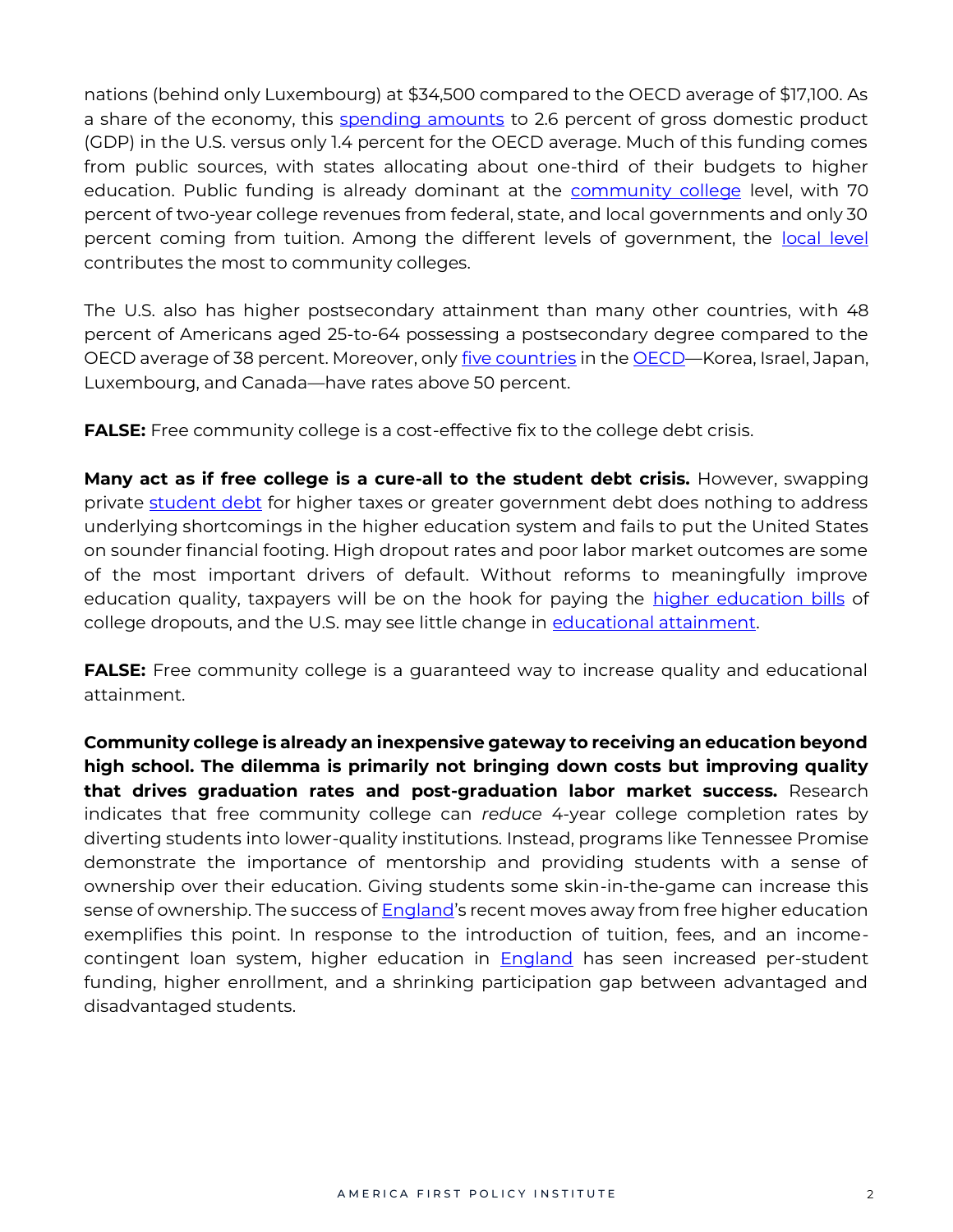nations (behind only Luxembourg) at $34,500 compared to the OECD average of $17,100. As a share of the economy, this spending amounts to 2.6 percent of gross domestic product (GDP) in the U.S. versus only 1.4 percent for the OECD average. Much of this funding comes from public sources, with states allocating about one-third of their budgets to higher education. Public funding is already dominant at the community college level, with 70 percent of two-year college revenues from federal, state, and local governments and only 30 percent coming from tuition. Among the different levels of government, the local level contributes the most to community colleges.

The U.S. also has higher postsecondary attainment than many other countries, with 48 percent of Americans aged 25-to-64 possessing a postsecondary degree compared to the OECD average of 38 percent. Moreover, only five countries in the OECD—Korea, Israel, Japan, Luxembourg, and Canada—have rates above 50 percent.

**FALSE:** Free community college is a cost-effective fix to the college debt crisis.

**Many act as if free college is a cure-all to the student debt crisis.** However, swapping private student debt for higher taxes or greater government debt does nothing to address underlying shortcomings in the higher education system and fails to put the United States on sounder financial footing. High dropout rates and poor labor market outcomes are some of the most important drivers of default. Without reforms to meaningfully improve education quality, taxpayers will be on the hook for paying the higher education bills of college dropouts, and the U.S. may see little change in educational attainment.

**FALSE:** Free community college is a guaranteed way to increase quality and educational attainment.

**Community college is already an inexpensive gateway to receiving an education beyond high school. The dilemma is primarily not bringing down costs but improving quality that drives graduation rates and post-graduation labor market success.** Research indicates that free community college can *reduce* 4-year college completion rates by diverting students into lower-quality institutions. Instead, programs like Tennessee Promise demonstrate the importance of mentorship and providing students with a sense of ownership over their education. Giving students some skin-in-the-game can increase this sense of ownership. The success of England's recent moves away from free higher education exemplifies this point. In response to the introduction of tuition, fees, and an income-contingent loan system, higher education in England has seen increased per-student funding, higher enrollment, and a shrinking participation gap between advantaged and disadvantaged students.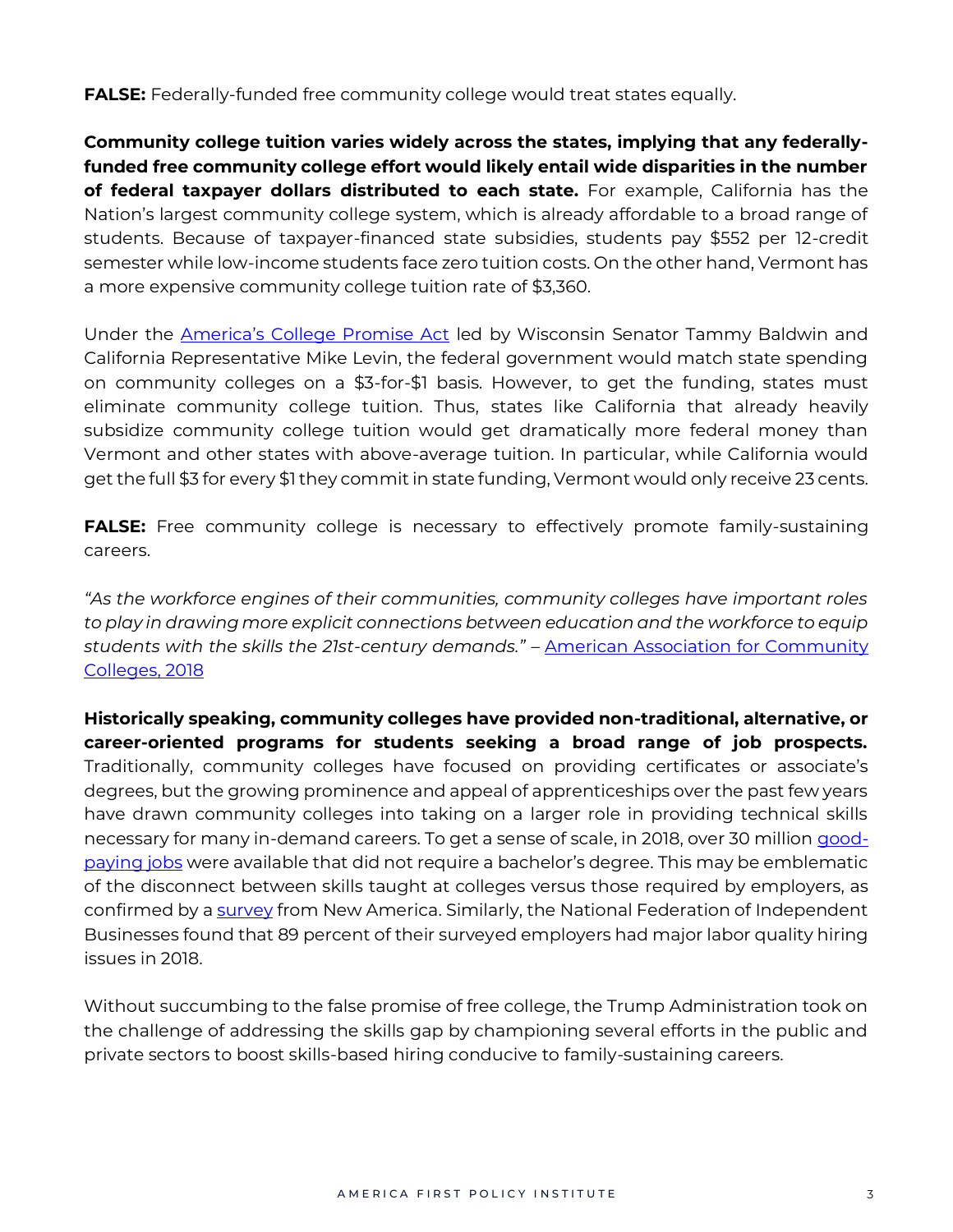**FALSE:** Federally-funded free community college would treat states equally.

**Community college tuition varies widely across the states, implying that any federally-funded free community college effort would likely entail wide disparities in the number of federal taxpayer dollars distributed to each state.** For example, California has the Nation's largest community college system, which is already affordable to a broad range of students. Because of taxpayer-financed state subsidies, students pay $552 per 12-credit semester while low-income students face zero tuition costs. On the other hand, Vermont has a more expensive community college tuition rate of $3,360.

Under the America's College Promise Act led by Wisconsin Senator Tammy Baldwin and California Representative Mike Levin, the federal government would match state spending on community colleges on a $3-for-$1 basis. However, to get the funding, states must eliminate community college tuition. Thus, states like California that already heavily subsidize community college tuition would get dramatically more federal money than Vermont and other states with above-average tuition. In particular, while California would get the full $3 for every $1 they commit in state funding, Vermont would only receive 23 cents.

**FALSE:** Free community college is necessary to effectively promote family-sustaining careers.

*"As the workforce engines of their communities, community colleges have important roles to play in drawing more explicit connections between education and the workforce to equip students with the skills the 21st-century demands."* – American Association for Community Colleges, 2018

**Historically speaking, community colleges have provided non-traditional, alternative, or career-oriented programs for students seeking a broad range of job prospects.** Traditionally, community colleges have focused on providing certificates or associate's degrees, but the growing prominence and appeal of apprenticeships over the past few years have drawn community colleges into taking on a larger role in providing technical skills necessary for many in-demand careers. To get a sense of scale, in 2018, over 30 million good-paying jobs were available that did not require a bachelor's degree. This may be emblematic of the disconnect between skills taught at colleges versus those required by employers, as confirmed by a survey from New America. Similarly, the National Federation of Independent Businesses found that 89 percent of their surveyed employers had major labor quality hiring issues in 2018.

Without succumbing to the false promise of free college, the Trump Administration took on the challenge of addressing the skills gap by championing several efforts in the public and private sectors to boost skills-based hiring conducive to family-sustaining careers.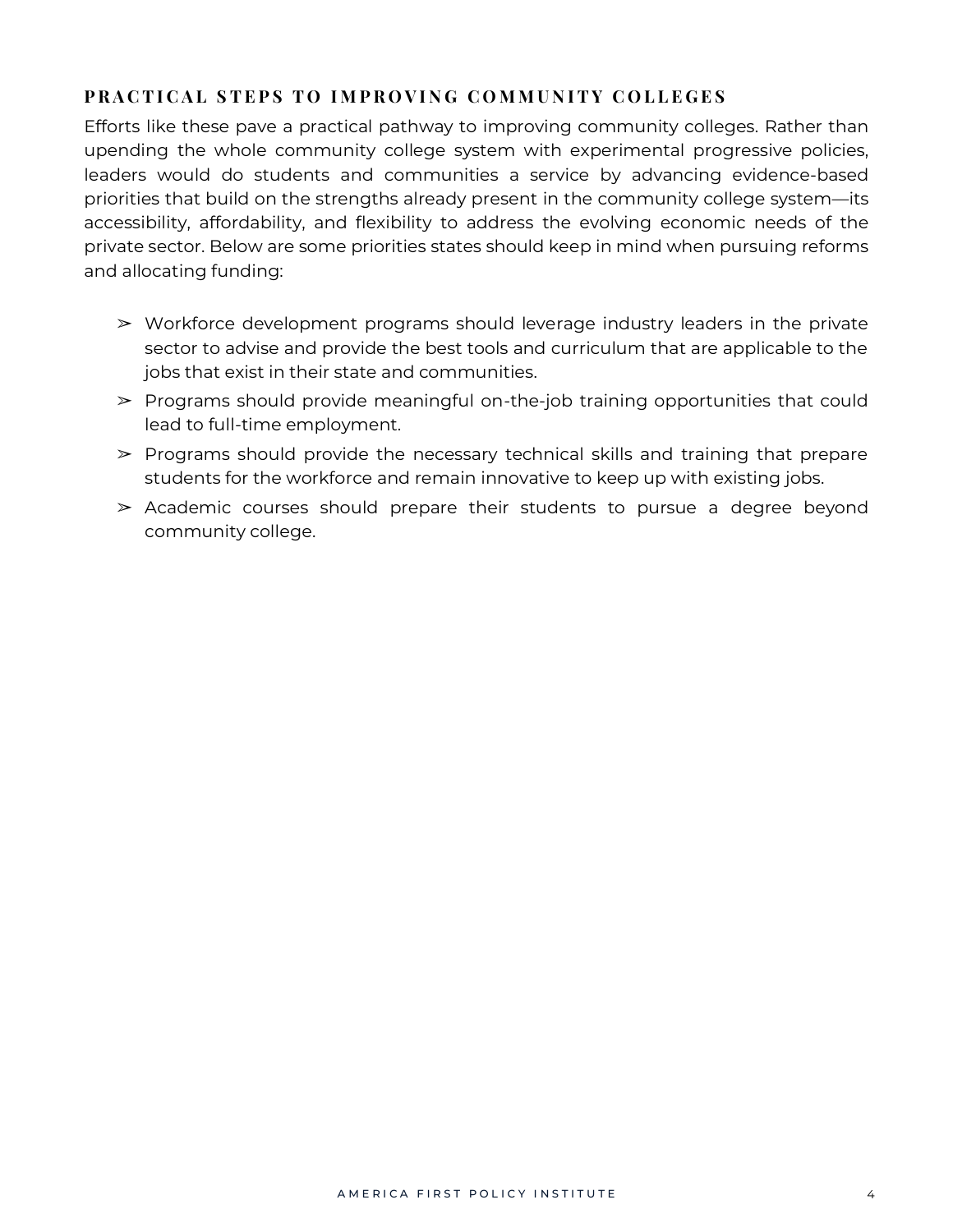## PRACTICAL STEPS TO IMPROVING COMMUNITY COLLEGES

Efforts like these pave a practical pathway to improving community colleges. Rather than upending the whole community college system with experimental progressive policies, leaders would do students and communities a service by advancing evidence-based priorities that build on the strengths already present in the community college system—its accessibility, affordability, and flexibility to address the evolving economic needs of the private sector. Below are some priorities states should keep in mind when pursuing reforms and allocating funding:

- Workforce development programs should leverage industry leaders in the private sector to advise and provide the best tools and curriculum that are applicable to the jobs that exist in their state and communities.
- Programs should provide meaningful on-the-job training opportunities that could lead to full-time employment.
- Programs should provide the necessary technical skills and training that prepare students for the workforce and remain innovative to keep up with existing jobs.
- Academic courses should prepare their students to pursue a degree beyond community college.